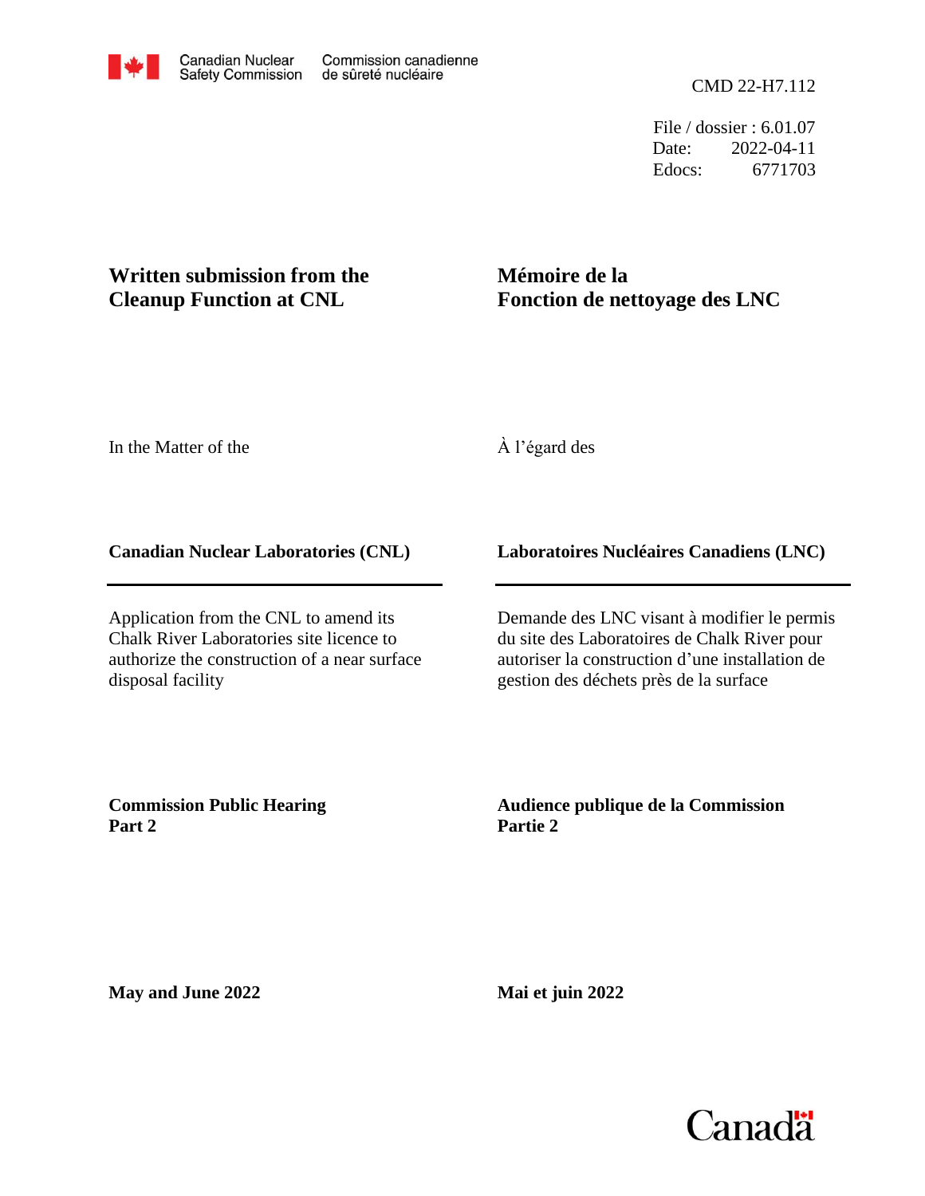Canadian Nuclear Safety Commission / Commission canadienne de sûreté nucléaire

CMD 22-H7.112

File / dossier : 6.01.07
Date: 2022-04-11
Edocs: 6771703

**Written submission from the Cleanup Function at CNL**

**Mémoire de la Fonction de nettoyage des LNC**

In the Matter of the

À l'égard des

**Canadian Nuclear Laboratories (CNL)**

**Laboratoires Nucléaires Canadiens (LNC)**

Application from the CNL to amend its Chalk River Laboratories site licence to authorize the construction of a near surface disposal facility

Demande des LNC visant à modifier le permis du site des Laboratoires de Chalk River pour autoriser la construction d'une installation de gestion des déchets près de la surface

**Commission Public Hearing**
**Part 2**

**Audience publique de la Commission**
**Partie 2**

**May and June 2022**

**Mai et juin 2022**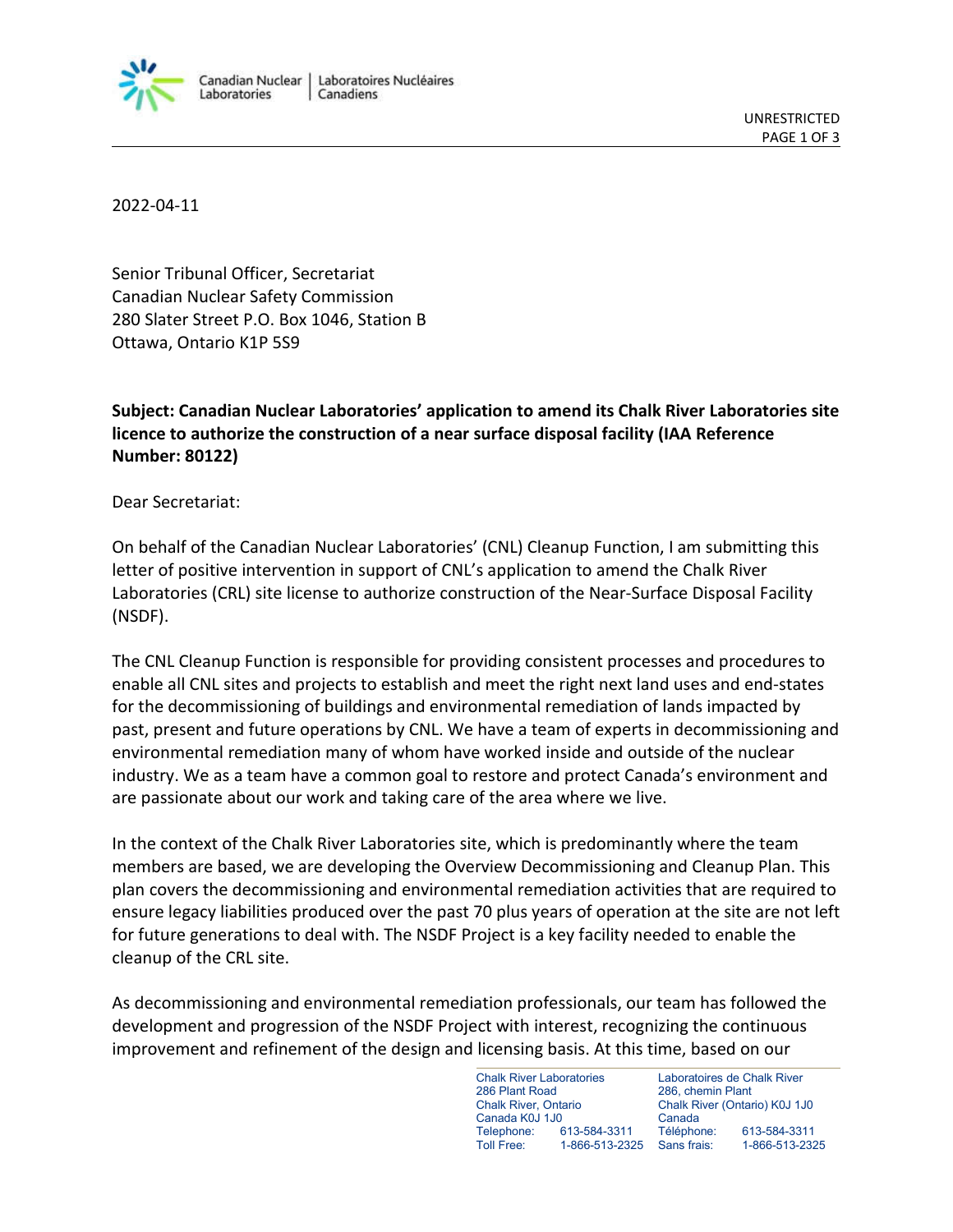2022-04-11

Senior Tribunal Officer, Secretariat
Canadian Nuclear Safety Commission
280 Slater Street P.O. Box 1046, Station B
Ottawa, Ontario K1P 5S9

**Subject: Canadian Nuclear Laboratories' application to amend its Chalk River Laboratories site licence to authorize the construction of a near surface disposal facility (IAA Reference Number: 80122)**

Dear Secretariat:

On behalf of the Canadian Nuclear Laboratories' (CNL) Cleanup Function, I am submitting this letter of positive intervention in support of CNL's application to amend the Chalk River Laboratories (CRL) site license to authorize construction of the Near-Surface Disposal Facility (NSDF).

The CNL Cleanup Function is responsible for providing consistent processes and procedures to enable all CNL sites and projects to establish and meet the right next land uses and end-states for the decommissioning of buildings and environmental remediation of lands impacted by past, present and future operations by CNL. We have a team of experts in decommissioning and environmental remediation many of whom have worked inside and outside of the nuclear industry. We as a team have a common goal to restore and protect Canada's environment and are passionate about our work and taking care of the area where we live.

In the context of the Chalk River Laboratories site, which is predominantly where the team members are based, we are developing the Overview Decommissioning and Cleanup Plan. This plan covers the decommissioning and environmental remediation activities that are required to ensure legacy liabilities produced over the past 70 plus years of operation at the site are not left for future generations to deal with. The NSDF Project is a key facility needed to enable the cleanup of the CRL site.

As decommissioning and environmental remediation professionals, our team has followed the development and progression of the NSDF Project with interest, recognizing the continuous improvement and refinement of the design and licensing basis. At this time, based on our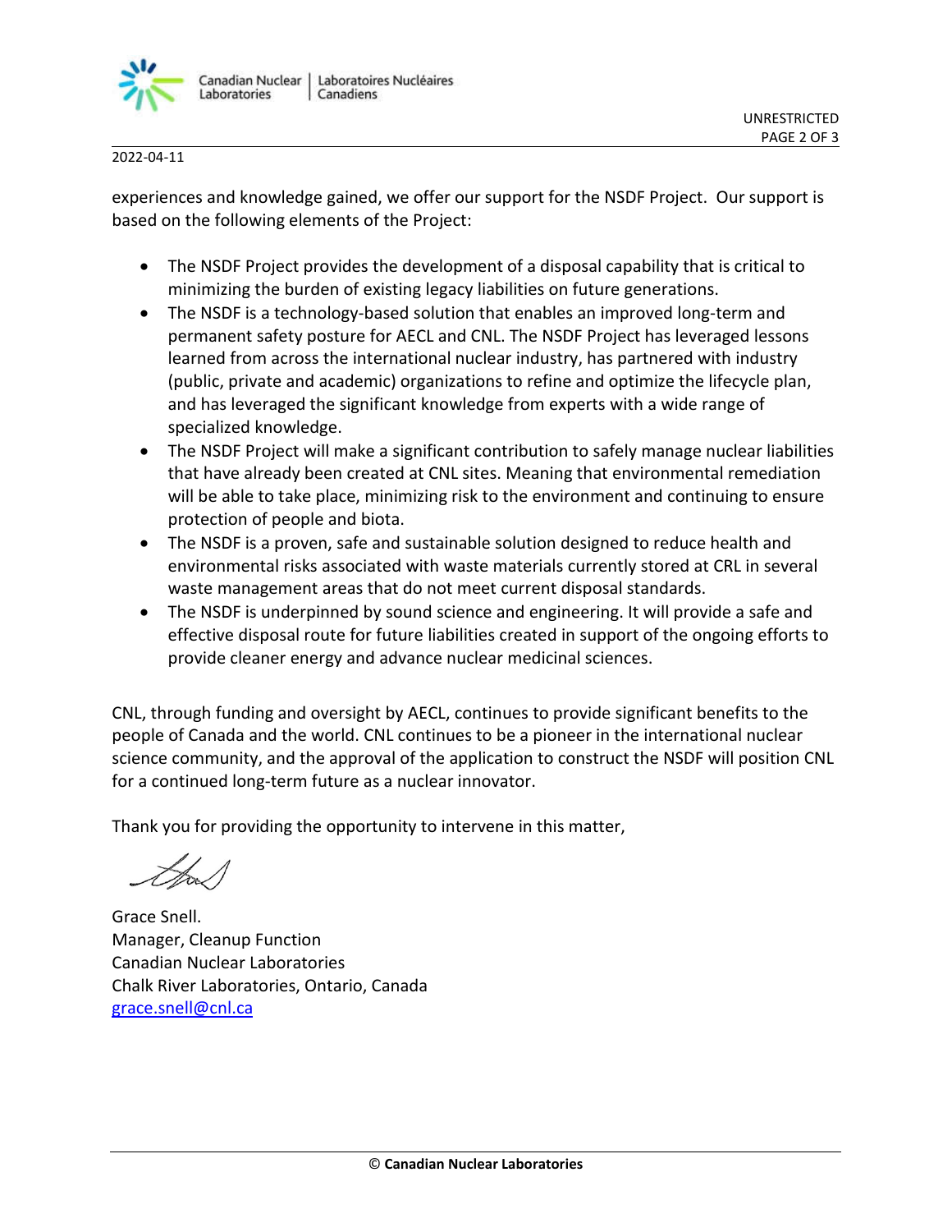2022-04-11

experiences and knowledge gained, we offer our support for the NSDF Project. Our support is based on the following elements of the Project:

- The NSDF Project provides the development of a disposal capability that is critical to minimizing the burden of existing legacy liabilities on future generations.
- The NSDF is a technology-based solution that enables an improved long-term and permanent safety posture for AECL and CNL. The NSDF Project has leveraged lessons learned from across the international nuclear industry, has partnered with industry (public, private and academic) organizations to refine and optimize the lifecycle plan, and has leveraged the significant knowledge from experts with a wide range of specialized knowledge.
- The NSDF Project will make a significant contribution to safely manage nuclear liabilities that have already been created at CNL sites. Meaning that environmental remediation will be able to take place, minimizing risk to the environment and continuing to ensure protection of people and biota.
- The NSDF is a proven, safe and sustainable solution designed to reduce health and environmental risks associated with waste materials currently stored at CRL in several waste management areas that do not meet current disposal standards.
- The NSDF is underpinned by sound science and engineering. It will provide a safe and effective disposal route for future liabilities created in support of the ongoing efforts to provide cleaner energy and advance nuclear medicinal sciences.

CNL, through funding and oversight by AECL, continues to provide significant benefits to the people of Canada and the world. CNL continues to be a pioneer in the international nuclear science community, and the approval of the application to construct the NSDF will position CNL for a continued long-term future as a nuclear innovator.

Thank you for providing the opportunity to intervene in this matter,

Grace Snell.
Manager, Cleanup Function
Canadian Nuclear Laboratories
Chalk River Laboratories, Ontario, Canada
grace.snell@cnl.ca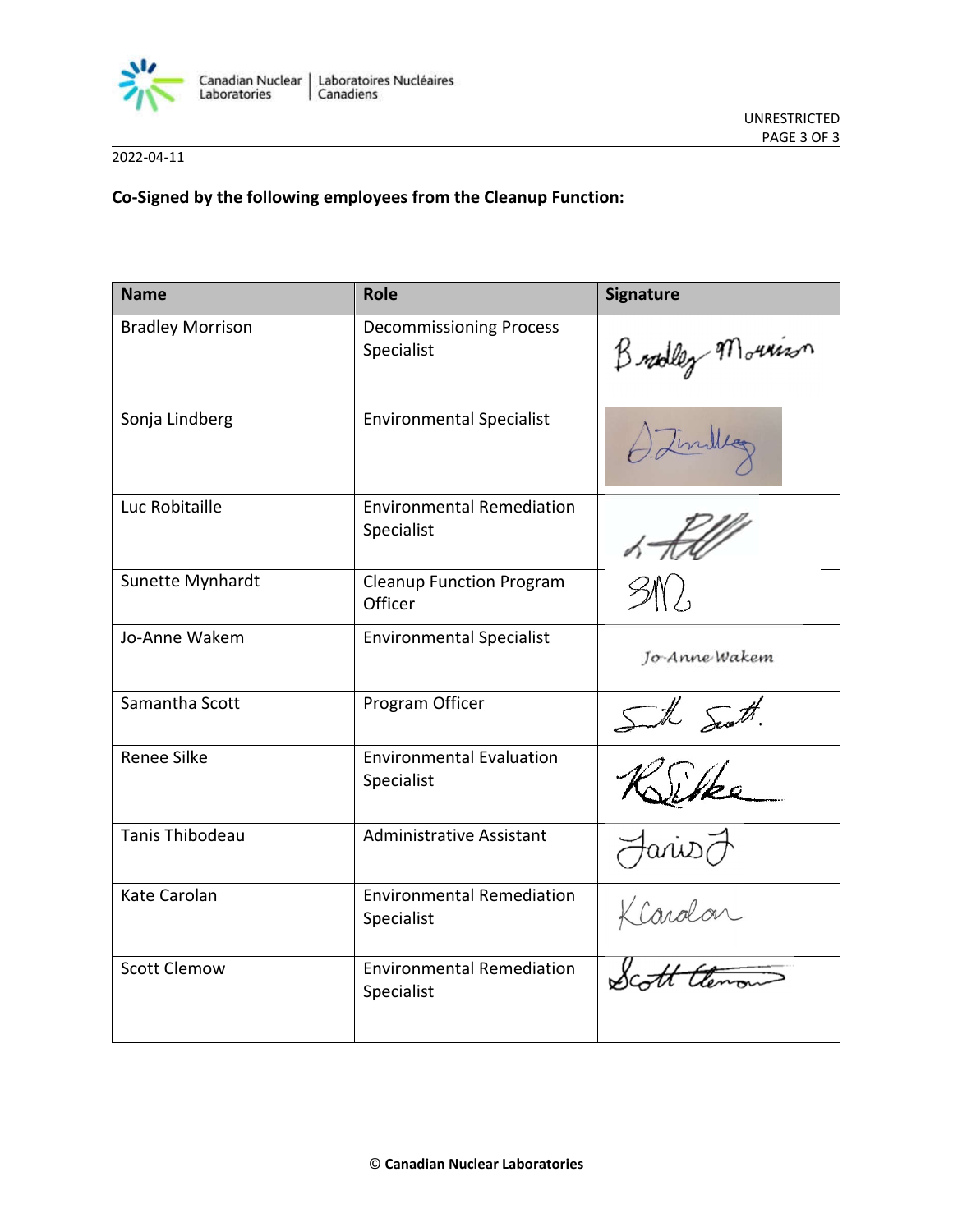2022-04-11

**Co-Signed by the following employees from the Cleanup Function:**

| Name | Role | Signature |
|---|---|---|
| Bradley Morrison | Decommissioning Process Specialist | Bradley Morrison |
| Sonja Lindberg | Environmental Specialist | S. Lindberg |
| Luc Robitaille | Environmental Remediation Specialist | |
| Sunette Mynhardt | Cleanup Function Program Officer | SM |
| Jo-Anne Wakem | Environmental Specialist | Jo-Anne Wakem |
| Samantha Scott | Program Officer | Sam Scott. |
| Renee Silke | Environmental Evaluation Specialist | R Silke |
| Tanis Thibodeau | Administrative Assistant | Tanis T |
| Kate Carolan | Environmental Remediation Specialist | K Carolan |
| Scott Clemow | Environmental Remediation Specialist | Scott Clemow |

© **Canadian Nuclear Laboratories**